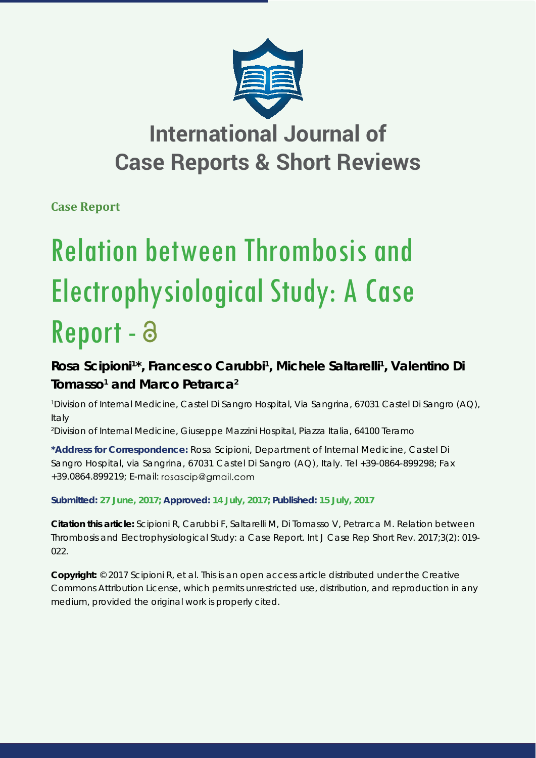# International Journal of Case Reports & Short Reviews

**Case Report**

# Relation between Thrombosis and Electrophysiological Study: A Case Report - ә

**Rosa Scipioni[1]\*, Francesco Carubbi[1], Michele Saltarelli[1], Valentino Di Tomasso[1] and Marco Petrarca[2]**

[1]Division of Internal Medicine, Castel Di Sangro Hospital, Via Sangrina, 67031 Castel Di Sangro (AQ), Italy

[2]Division of Internal Medicine, Giuseppe Mazzini Hospital, Piazza Italia, 64100 Teramo

**\*Address for Correspondence:** Rosa Scipioni, Department of Internal Medicine, Castel Di Sangro Hospital, via Sangrina, 67031 Castel Di Sangro (AQ), Italy. Tel +39-0864-899298; Fax +39.0864.899219; E-mail: rosascip@gmail.com

**Submitted: 27 June, 2017; Approved: 14 July, 2017; Published: 15 July, 2017**

**Citation this article:** Scipioni R, Carubbi F, Saltarelli M, Di Tomasso V, Petrarca M. Relation between Thrombosis and Electrophysiological Study: a Case Report. Int J Case Rep Short Rev. 2017;3(2): 019-022.

**Copyright:** © 2017 Scipioni R, et al. This is an open access article distributed under the Creative Commons Attribution License, which permits unrestricted use, distribution, and reproduction in any medium, provided the original work is properly cited.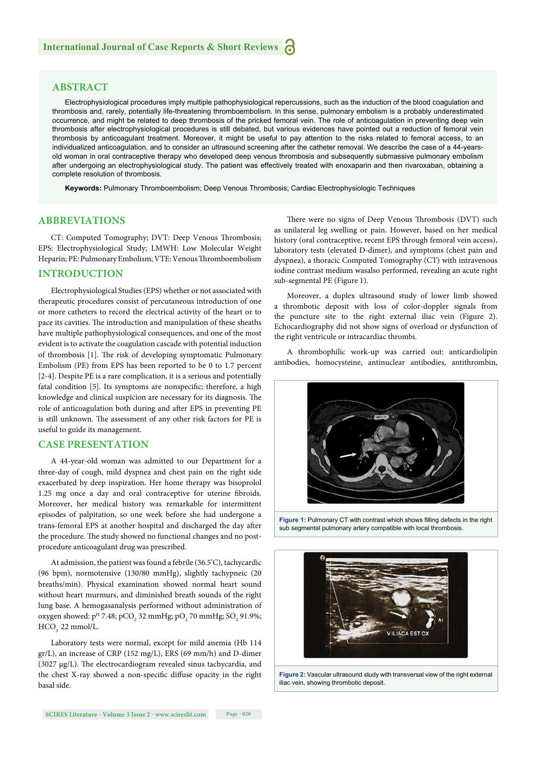## ABSTRACT

Electrophysiological procedures imply multiple pathophysiological repercussions, such as the induction of the blood coagulation and thrombosis and, rarely, potentially life-threatening thromboembolism. In this sense, pulmonary embolism is a probably underestimated occurrence, and might be related to deep thrombosis of the pricked femoral vein. The role of anticoagulation in preventing deep vein thrombosis after electrophysiological procedures is still debated, but various evidences have pointed out a reduction of femoral vein thrombosis by anticoagulant treatment. Moreover, it might be useful to pay attention to the risks related to femoral access, to an individualized anticoagulation, and to consider an ultrasound screening after the catheter removal. We describe the case of a 44-years-old woman in oral contraceptive therapy who developed deep venous thrombosis and subsequently submassive pulmonary embolism after undergoing an electrophysiological study. The patient was effectively treated with enoxaparin and then rivaroxaban, obtaining a complete resolution of thrombosis.

**Keywords:** Pulmonary Thromboembolism; Deep Venous Thrombosis; Cardiac Electrophysiologic Techniques

## ABBREVIATIONS

CT: Computed Tomography; DVT: Deep Venous Thrombosis; EPS: Electrophysiological Study; LMWH: Low Molecular Weight Heparin; PE: Pulmonary Embolism; VTE: Venous Thromboembolism

## INTRODUCTION

Electrophysiological Studies (EPS) whether or not associated with therapeutic procedures consist of percutaneous introduction of one or more catheters to record the electrical activity of the heart or to pace its cavities. The introduction and manipulation of these sheaths have multiple pathophysiological consequences, and one of the most evident is to activate the coagulation cascade with potential induction of thrombosis [1]. The risk of developing symptomatic Pulmonary Embolism (PE) from EPS has been reported to be 0 to 1.7 percent [2-4]. Despite PE is a rare complication, it is a serious and potentially fatal condition [5]. Its symptoms are nonspecific; therefore, a high knowledge and clinical suspicion are necessary for its diagnosis. The role of anticoagulation both during and after EPS in preventing PE is still unknown. The assessment of any other risk factors for PE is useful to guide its management.

## CASE PRESENTATION

A 44-year-old woman was admitted to our Department for a three-day of cough, mild dyspnea and chest pain on the right side exacerbated by deep inspiration. Her home therapy was bisoprolol 1.25 mg once a day and oral contraceptive for uterine fibroids. Moreover, her medical history was remarkable for intermittent episodes of palpitation, so one week before she had undergone a trans-femoral EPS at another hospital and discharged the day after the procedure. The study showed no functional changes and no post-procedure anticoagulant drug was prescribed.

At admission, the patient was found a febrile (36.5°C), tachycardic (96 bpm), normotensive (130/80 mmHg), slightly tachypneic (20 breaths/min). Physical examination showed normal heart sound without heart murmurs, and diminished breath sounds of the right lung base. A hemogasanalysis performed without administration of oxygen showed: $p^H$ 7.48; $pCO_2$ 32 mmHg; $pO_2$ 70 mmHg; $SO_2$ 91.9%; $HCO_3^-$ 22 mmol/L.

Laboratory tests were normal, except for mild anemia (Hb 114 gr/L), an increase of CRP (152 mg/L), ERS (69 mm/h) and D-dimer (3027 μg/L). The electrocardiogram revealed sinus tachycardia, and the chest X-ray showed a non-specific diffuse opacity in the right basal side.

There were no signs of Deep Venous Thrombosis (DVT) such as unilateral leg swelling or pain. However, based on her medical history (oral contraceptive, recent EPS through femoral vein access), laboratory tests (elevated D-dimer), and symptoms (chest pain and dyspnea), a thoracic Computed Tomography (CT) with intravenous iodine contrast medium wasalso performed, revealing an acute right sub-segmental PE (Figure 1).

Moreover, a duplex ultrasound study of lower limb showed a thrombotic deposit with loss of color-doppler signals from the puncture site to the right external iliac vein (Figure 2). Echocardiography did not show signs of overload or dysfunction of the right ventricule or intracardiac thrombi.

A thrombophilic work-up was carried out: anticardiolipin antibodies, homocysteine, antinuclear antibodies, antithrombin,

**Figure 1:** Pulmonary CT with contrast which shows filling defects in the right sub segmental pulmonary artery compatible with local thrombosis.

**Figure 2:** Vascular ultrasound study with transversal view of the right external iliac vein, showing thrombotic deposit.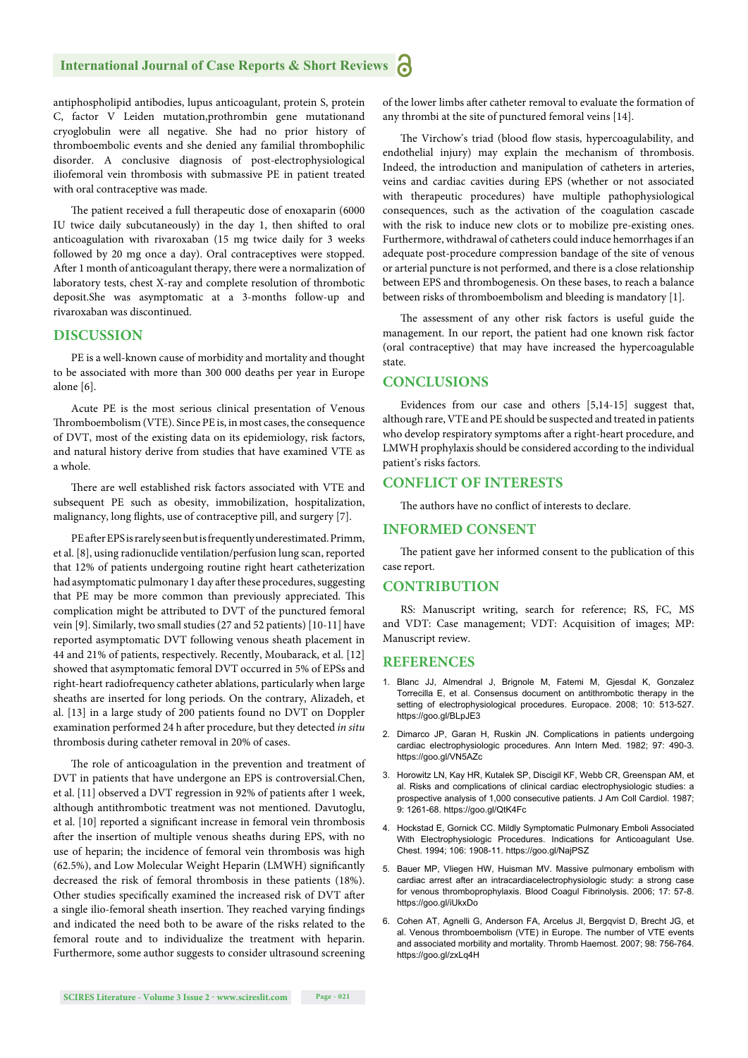antiphospholipid antibodies, lupus anticoagulant, protein S, protein C, factor V Leiden mutation,prothrombin gene mutationand cryoglobulin were all negative. She had no prior history of thromboembolic events and she denied any familial thrombophilic disorder. A conclusive diagnosis of post-electrophysiological iliofemoral vein thrombosis with submassive PE in patient treated with oral contraceptive was made.

The patient received a full therapeutic dose of enoxaparin (6000 IU twice daily subcutaneously) in the day 1, then shifted to oral anticoagulation with rivaroxaban (15 mg twice daily for 3 weeks followed by 20 mg once a day). Oral contraceptives were stopped. After 1 month of anticoagulant therapy, there were a normalization of laboratory tests, chest X-ray and complete resolution of thrombotic deposit.She was asymptomatic at a 3-months follow-up and rivaroxaban was discontinued.

## DISCUSSION

PE is a well-known cause of morbidity and mortality and thought to be associated with more than 300 000 deaths per year in Europe alone [6].

Acute PE is the most serious clinical presentation of Venous Thromboembolism (VTE). Since PE is, in most cases, the consequence of DVT, most of the existing data on its epidemiology, risk factors, and natural history derive from studies that have examined VTE as a whole.

There are well established risk factors associated with VTE and subsequent PE such as obesity, immobilization, hospitalization, malignancy, long flights, use of contraceptive pill, and surgery [7].

PE after EPS is rarely seen but is frequently underestimated. Primm, et al. [8], using radionuclide ventilation/perfusion lung scan, reported that 12% of patients undergoing routine right heart catheterization had asymptomatic pulmonary 1 day after these procedures, suggesting that PE may be more common than previously appreciated. This complication might be attributed to DVT of the punctured femoral vein [9]. Similarly, two small studies (27 and 52 patients) [10-11] have reported asymptomatic DVT following venous sheath placement in 44 and 21% of patients, respectively. Recently, Moubarack, et al. [12] showed that asymptomatic femoral DVT occurred in 5% of EPSs and right-heart radiofrequency catheter ablations, particularly when large sheaths are inserted for long periods. On the contrary, Alizadeh, et al. [13] in a large study of 200 patients found no DVT on Doppler examination performed 24 h after procedure, but they detected *in situ* thrombosis during catheter removal in 20% of cases.

The role of anticoagulation in the prevention and treatment of DVT in patients that have undergone an EPS is controversial.Chen, et al. [11] observed a DVT regression in 92% of patients after 1 week, although antithrombotic treatment was not mentioned. Davutoglu, et al. [10] reported a significant increase in femoral vein thrombosis after the insertion of multiple venous sheaths during EPS, with no use of heparin; the incidence of femoral vein thrombosis was high (62.5%), and Low Molecular Weight Heparin (LMWH) significantly decreased the risk of femoral thrombosis in these patients (18%). Other studies specifically examined the increased risk of DVT after a single ilio-femoral sheath insertion. They reached varying findings and indicated the need both to be aware of the risks related to the femoral route and to individualize the treatment with heparin. Furthermore, some author suggests to consider ultrasound screening of the lower limbs after catheter removal to evaluate the formation of any thrombi at the site of punctured femoral veins [14].

The Virchow's triad (blood flow stasis, hypercoagulability, and endothelial injury) may explain the mechanism of thrombosis. Indeed, the introduction and manipulation of catheters in arteries, veins and cardiac cavities during EPS (whether or not associated with therapeutic procedures) have multiple pathophysiological consequences, such as the activation of the coagulation cascade with the risk to induce new clots or to mobilize pre-existing ones. Furthermore, withdrawal of catheters could induce hemorrhages if an adequate post-procedure compression bandage of the site of venous or arterial puncture is not performed, and there is a close relationship between EPS and thrombogenesis. On these bases, to reach a balance between risks of thromboembolism and bleeding is mandatory [1].

The assessment of any other risk factors is useful guide the management. In our report, the patient had one known risk factor (oral contraceptive) that may have increased the hypercoagulable state.

## CONCLUSIONS

Evidences from our case and others [5,14-15] suggest that, although rare, VTE and PE should be suspected and treated in patients who develop respiratory symptoms after a right-heart procedure, and LMWH prophylaxis should be considered according to the individual patient's risks factors.

## CONFLICT OF INTERESTS

The authors have no conflict of interests to declare.

## INFORMED CONSENT

The patient gave her informed consent to the publication of this case report.

## CONTRIBUTION

RS: Manuscript writing, search for reference; RS, FC, MS and VDT: Case management; VDT: Acquisition of images; MP: Manuscript review.

## REFERENCES

1. Blanc JJ, Almendral J, Brignole M, Fatemi M, Gjesdal K, Gonzalez Torrecilla E, et al. Consensus document on antithrombotic therapy in the setting of electrophysiological procedures. Europace. 2008; 10: 513-527. https://goo.gl/BLpJE3
2. Dimarco JP, Garan H, Ruskin JN. Complications in patients undergoing cardiac electrophysiologic procedures. Ann Intern Med. 1982; 97: 490-3. https://goo.gl/VN5AZc
3. Horowitz LN, Kay HR, Kutalek SP, Discigil KF, Webb CR, Greenspan AM, et al. Risks and complications of clinical cardiac electrophysiologic studies: a prospective analysis of 1,000 consecutive patients. J Am Coll Cardiol. 1987; 9: 1261-68. https://goo.gl/QtK4Fc
4. Hockstad E, Gornick CC. Mildly Symptomatic Pulmonary Emboli Associated With Electrophysiologic Procedures. Indications for Anticoagulant Use. Chest. 1994; 106: 1908-11. https://goo.gl/NajPSZ
5. Bauer MP, Vliegen HW, Huisman MV. Massive pulmonary embolism with cardiac arrest after an intracardiacelectrophysiologic study: a strong case for venous thromboprophylaxis. Blood Coagul Fibrinolysis. 2006; 17: 57-8. https://goo.gl/iUkxDo
6. Cohen AT, Agnelli G, Anderson FA, Arcelus JI, Bergqvist D, Brecht JG, et al. Venous thromboembolism (VTE) in Europe. The number of VTE events and associated morbility and mortality. Thromb Haemost. 2007; 98: 756-764. https://goo.gl/zxLq4H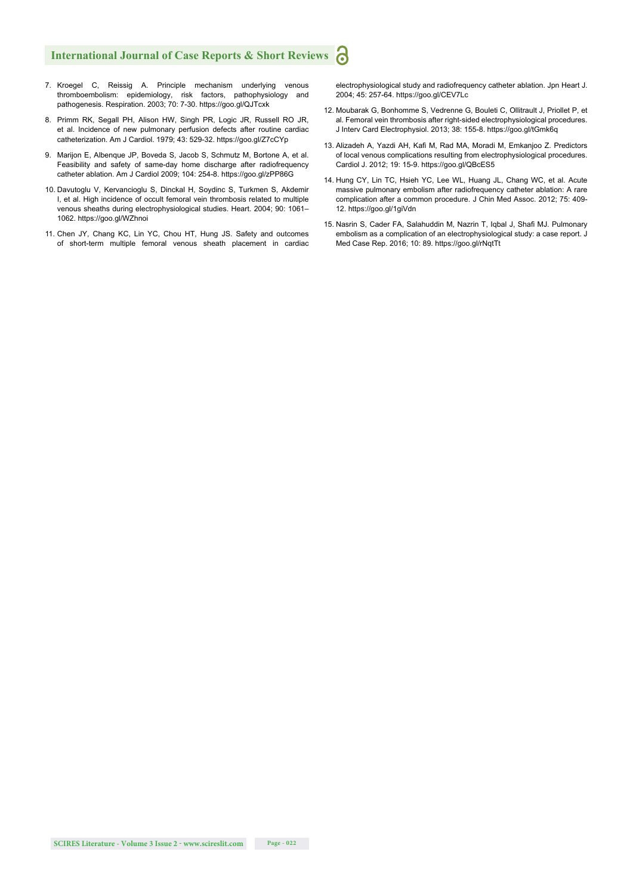7. Kroegel C, Reissig A. Principle mechanism underlying venous thromboembolism: epidemiology, risk factors, pathophysiology and pathogenesis. Respiration. 2003; 70: 7-30. https://goo.gl/QJTcxk

8. Primm RK, Segall PH, Alison HW, Singh PR, Logic JR, Russell RO JR, et al. Incidence of new pulmonary perfusion defects after routine cardiac catheterization. Am J Cardiol. 1979; 43: 529-32. https://goo.gl/Z7cCYp

9. Marijon E, Albenque JP, Boveda S, Jacob S, Schmutz M, Bortone A, et al. Feasibility and safety of same-day home discharge after radiofrequency catheter ablation. Am J Cardiol 2009; 104: 254-8. https://goo.gl/zPP86G

10. Davutoglu V, Kervancioglu S, Dinckal H, Soydinc S, Turkmen S, Akdemir I, et al. High incidence of occult femoral vein thrombosis related to multiple venous sheaths during electrophysiological studies. Heart. 2004; 90: 1061–1062. https://goo.gl/WZhnoi

11. Chen JY, Chang KC, Lin YC, Chou HT, Hung JS. Safety and outcomes of short-term multiple femoral venous sheath placement in cardiac electrophysiological study and radiofrequency catheter ablation. Jpn Heart J. 2004; 45: 257-64. https://goo.gl/CEV7Lc

12. Moubarak G, Bonhomme S, Vedrenne G, Bouleti C, Ollitrault J, Priollet P, et al. Femoral vein thrombosis after right-sided electrophysiological procedures. J Interv Card Electrophysiol. 2013; 38: 155-8. https://goo.gl/tGmk6q

13. Alizadeh A, Yazdi AH, Kafi M, Rad MA, Moradi M, Emkanjoo Z. Predictors of local venous complications resulting from electrophysiological procedures. Cardiol J. 2012; 19: 15-9. https://goo.gl/QBcES5

14. Hung CY, Lin TC, Hsieh YC, Lee WL, Huang JL, Chang WC, et al. Acute massive pulmonary embolism after radiofrequency catheter ablation: A rare complication after a common procedure. J Chin Med Assoc. 2012; 75: 409-12. https://goo.gl/1giVdn

15. Nasrin S, Cader FA, Salahuddin M, Nazrin T, Iqbal J, Shafi MJ. Pulmonary embolism as a complication of an electrophysiological study: a case report. J Med Case Rep. 2016; 10: 89. https://goo.gl/rNqtTt